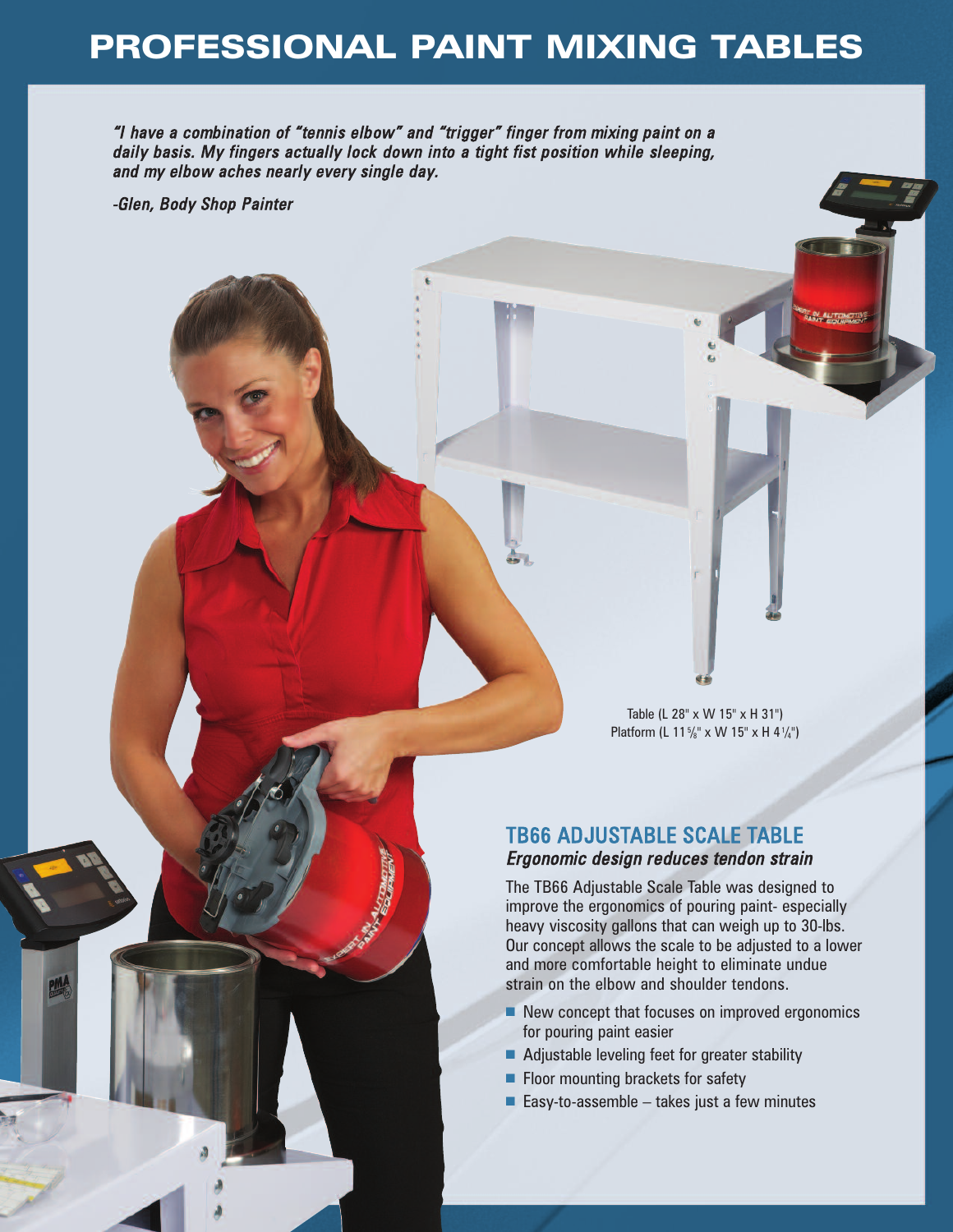# PROFESSIONAL PAINT MIXING TABLES

***"I have a combination of "tennis elbow" and "trigger" finger from mixing paint on a daily basis. My fingers actually lock down into a tight fist position while sleeping, and my elbow aches nearly every single day.***

***-Glen, Body Shop Painter***

Table (L 28" x W 15" x H 31")
Platform (L 11 5/8" x W 15" x H 4 1/4")

## TB66 ADJUSTABLE SCALE TABLE

***Ergonomic design reduces tendon strain***

The TB66 Adjustable Scale Table was designed to improve the ergonomics of pouring paint- especially heavy viscosity gallons that can weigh up to 30-lbs. Our concept allows the scale to be adjusted to a lower and more comfortable height to eliminate undue strain on the elbow and shoulder tendons.

- New concept that focuses on improved ergonomics for pouring paint easier
- Adjustable leveling feet for greater stability
- Floor mounting brackets for safety
- Easy-to-assemble – takes just a few minutes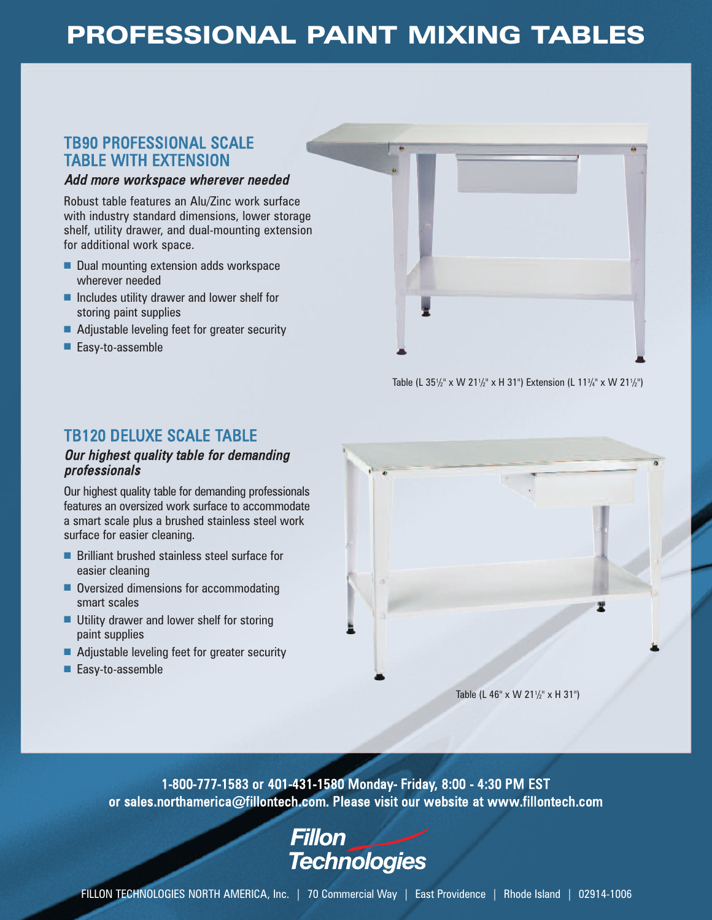# PROFESSIONAL PAINT MIXING TABLES

## TB90 PROFESSIONAL SCALE TABLE WITH EXTENSION

***Add more workspace wherever needed***

Robust table features an Alu/Zinc work surface with industry standard dimensions, lower storage shelf, utility drawer, and dual-mounting extension for additional work space.

- Dual mounting extension adds workspace wherever needed
- Includes utility drawer and lower shelf for storing paint supplies
- Adjustable leveling feet for greater security
- Easy-to-assemble

Table (L 35½" x W 21½" x H 31") Extension (L 11¾" x W 21½")

## TB120 DELUXE SCALE TABLE

***Our highest quality table for demanding professionals***

Our highest quality table for demanding professionals features an oversized work surface to accommodate a smart scale plus a brushed stainless steel work surface for easier cleaning.

- Brilliant brushed stainless steel surface for easier cleaning
- Oversized dimensions for accommodating smart scales
- Utility drawer and lower shelf for storing paint supplies
- Adjustable leveling feet for greater security
- Easy-to-assemble

Table (L 46" x W 21½" x H 31")

**1-800-777-1583 or 401-431-1580 Monday- Friday, 8:00 - 4:30 PM EST or sales.northamerica@fillontech.com. Please visit our website at www.fillontech.com**

Fillon Technologies

FILLON TECHNOLOGIES NORTH AMERICA, Inc. | 70 Commercial Way | East Providence | Rhode Island | 02914-1006